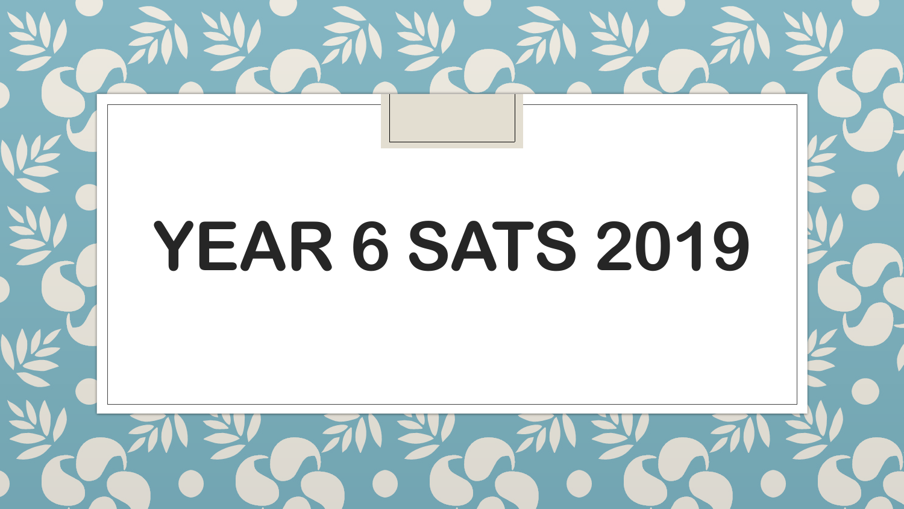# YEAR 6 SATS 2019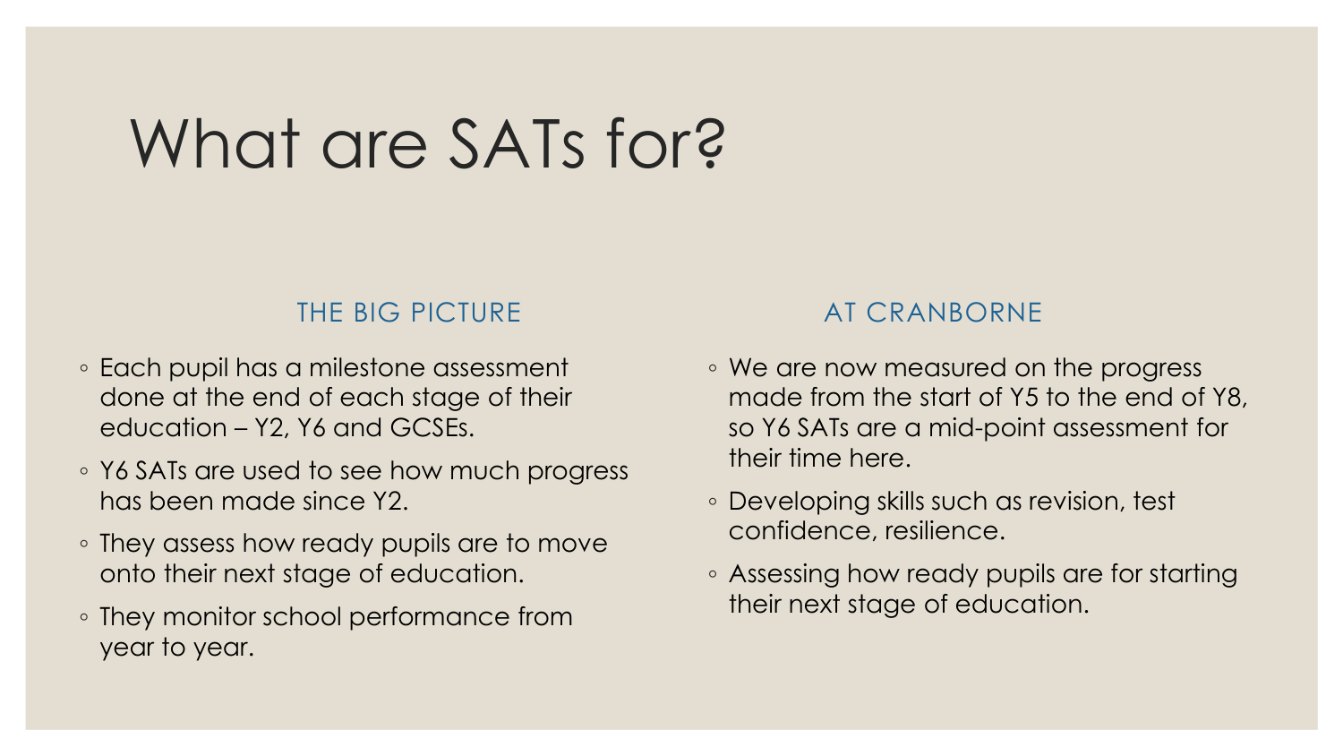# What are SATs for?

## THE BIG PICTURE

- Each pupil has a milestone assessment done at the end of each stage of their education – Y2, Y6 and GCSEs.
- Y6 SATs are used to see how much progress has been made since Y2.
- They assess how ready pupils are to move onto their next stage of education.
- They monitor school performance from year to year.

## AT CRANBORNE

- We are now measured on the progress made from the start of Y5 to the end of Y8, so Y6 SATs are a mid-point assessment for their time here.
- Developing skills such as revision, test confidence, resilience.
- Assessing how ready pupils are for starting their next stage of education.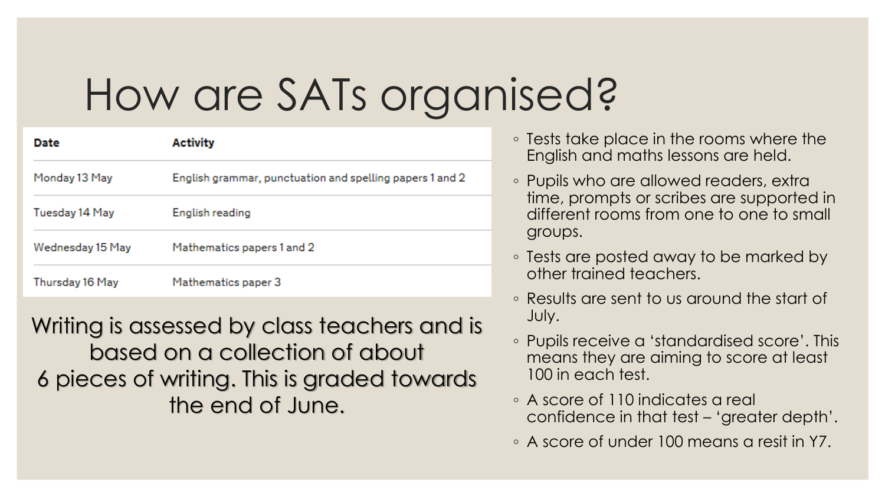# How are SATs organised?

| Date | Activity |
| --- | --- |
| Monday 13 May | English grammar, punctuation and spelling papers 1 and 2 |
| Tuesday 14 May | English reading |
| Wednesday 15 May | Mathematics papers 1 and 2 |
| Thursday 16 May | Mathematics paper 3 |

Writing is assessed by class teachers and is based on a collection of about 6 pieces of writing. This is graded towards the end of June.

- Tests take place in the rooms where the English and maths lessons are held.
- Pupils who are allowed readers, extra time, prompts or scribes are supported in different rooms from one to one to small groups.
- Tests are posted away to be marked by other trained teachers.
- Results are sent to us around the start of July.
- Pupils receive a 'standardised score'. This means they are aiming to score at least 100 in each test.
- A score of 110 indicates a real confidence in that test – 'greater depth'.
- A score of under 100 means a resit in Y7.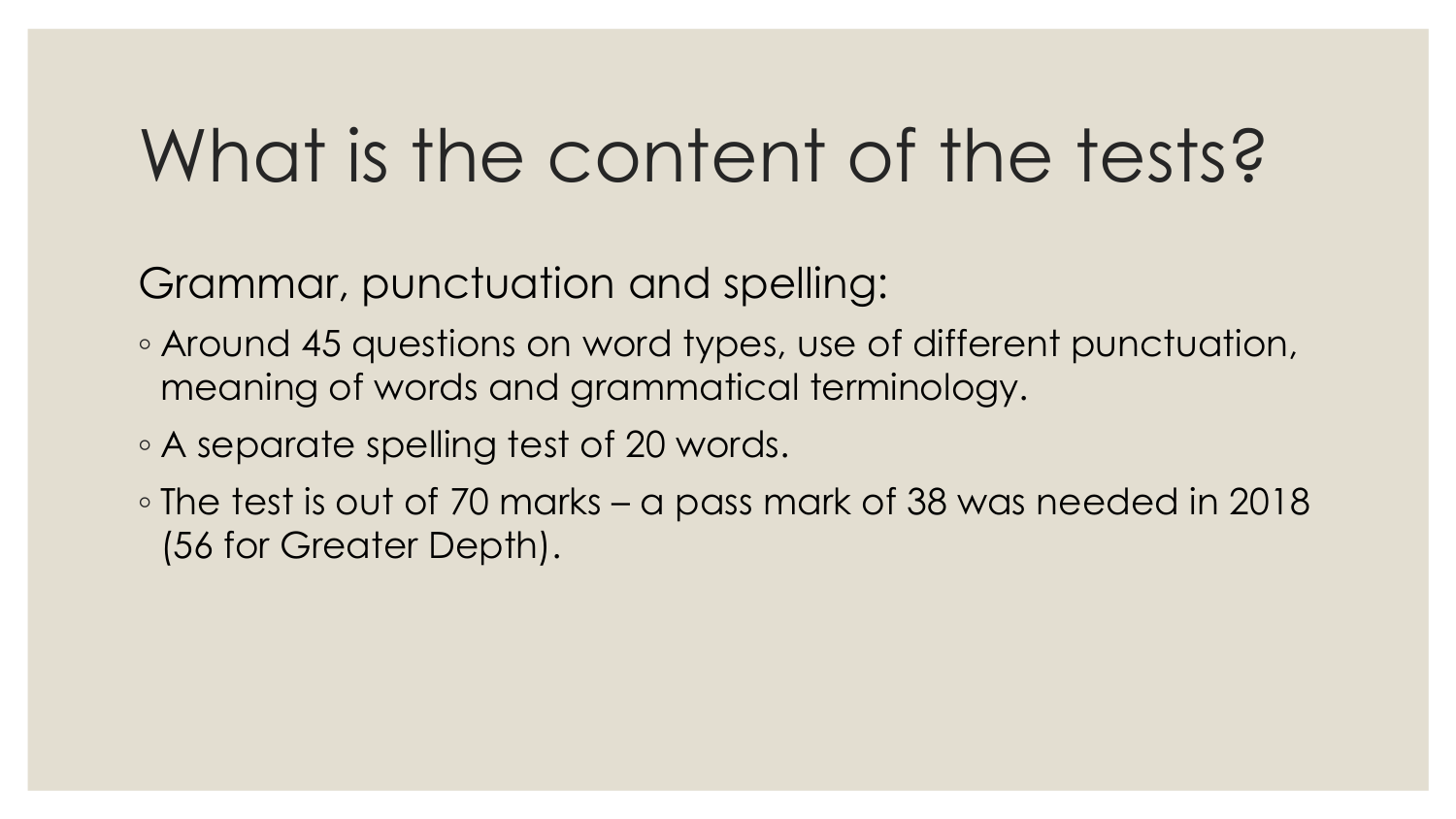# What is the content of the tests?

Grammar, punctuation and spelling:

- Around 45 questions on word types, use of different punctuation, meaning of words and grammatical terminology.
- A separate spelling test of 20 words.
- The test is out of 70 marks – a pass mark of 38 was needed in 2018 (56 for Greater Depth).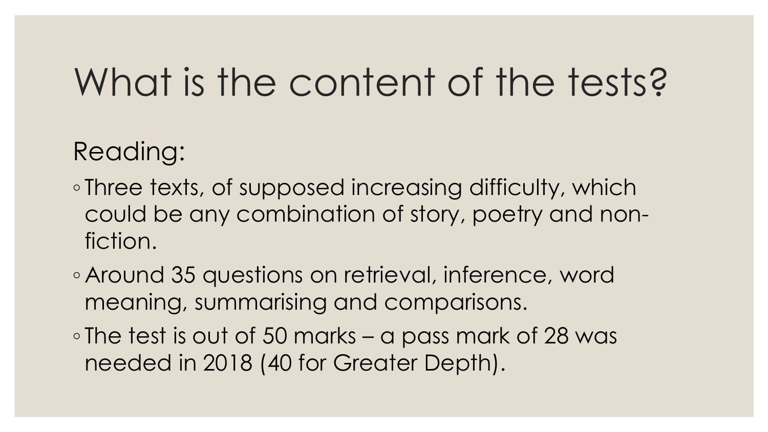# What is the content of the tests?

Reading:

- Three texts, of supposed increasing difficulty, which could be any combination of story, poetry and non-fiction.
- Around 35 questions on retrieval, inference, word meaning, summarising and comparisons.
- The test is out of 50 marks – a pass mark of 28 was needed in 2018 (40 for Greater Depth).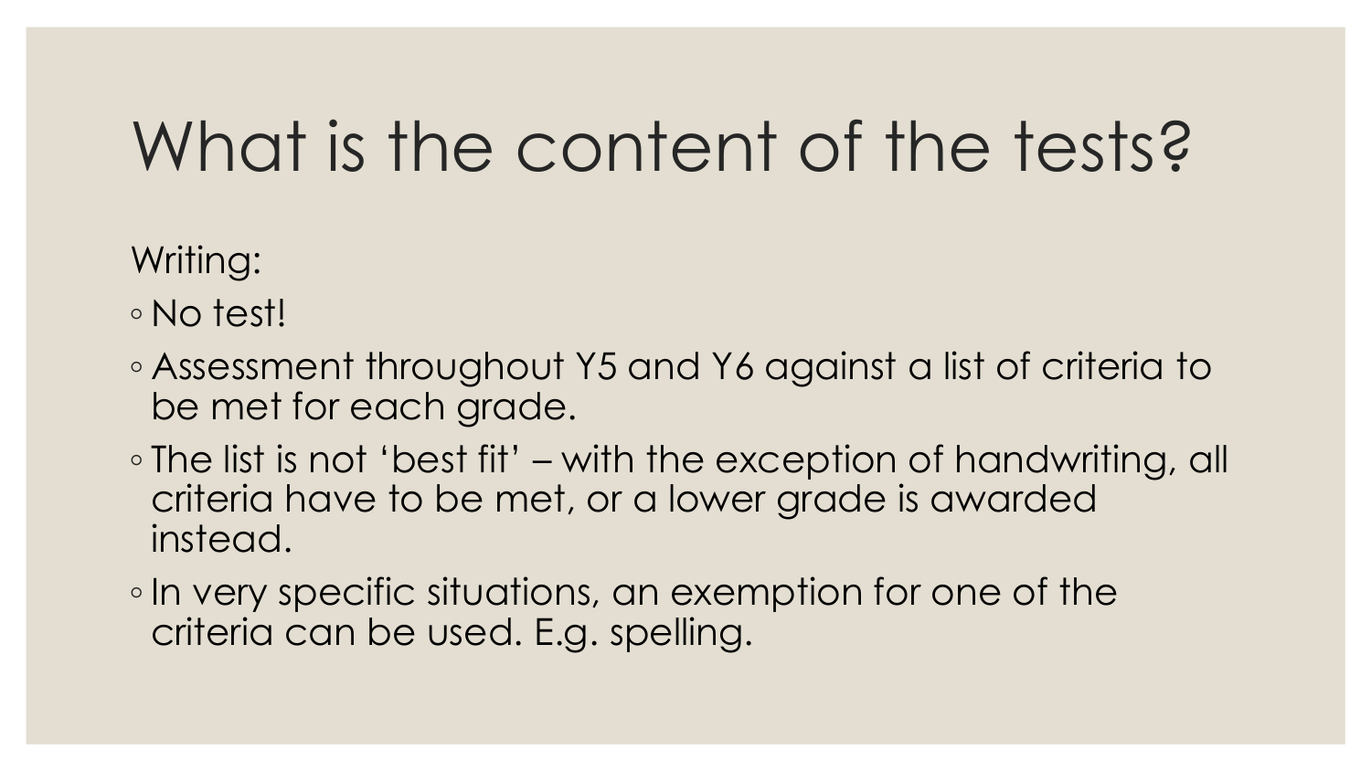# What is the content of the tests?

Writing:

- No test!
- Assessment throughout Y5 and Y6 against a list of criteria to be met for each grade.
- The list is not 'best fit' – with the exception of handwriting, all criteria have to be met, or a lower grade is awarded instead.
- In very specific situations, an exemption for one of the criteria can be used. E.g. spelling.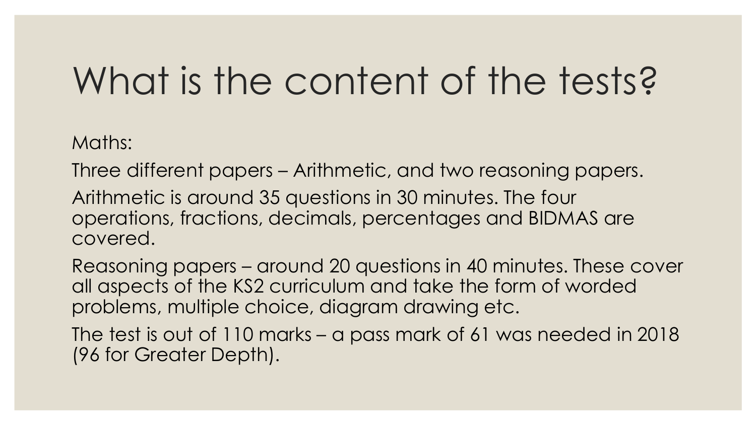# What is the content of the tests?

Maths:

Three different papers – Arithmetic, and two reasoning papers.

Arithmetic is around 35 questions in 30 minutes. The four operations, fractions, decimals, percentages and BIDMAS are covered.

Reasoning papers – around 20 questions in 40 minutes. These cover all aspects of the KS2 curriculum and take the form of worded problems, multiple choice, diagram drawing etc.

The test is out of 110 marks – a pass mark of 61 was needed in 2018 (96 for Greater Depth).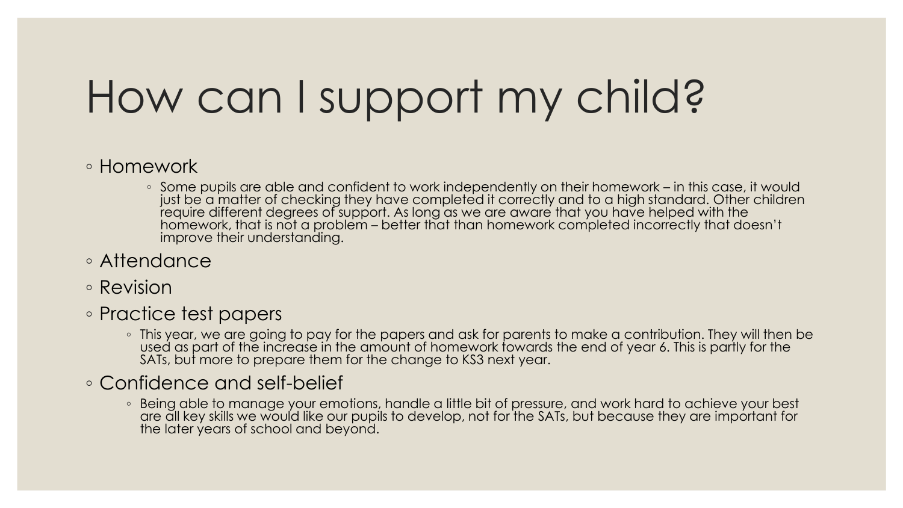# How can I support my child?

- Homework
    - Some pupils are able and confident to work independently on their homework – in this case, it would just be a matter of checking they have completed it correctly and to a high standard. Other children require different degrees of support. As long as we are aware that you have helped with the homework, that is not a problem – better that than homework completed incorrectly that doesn't improve their understanding.
- Attendance
- Revision
- Practice test papers
    - This year, we are going to pay for the papers and ask for parents to make a contribution. They will then be used as part of the increase in the amount of homework towards the end of year 6. This is partly for the SATs, but more to prepare them for the change to KS3 next year.
- Confidence and self-belief
    - Being able to manage your emotions, handle a little bit of pressure, and work hard to achieve your best are all key skills we would like our pupils to develop, not for the SATs, but because they are important for the later years of school and beyond.